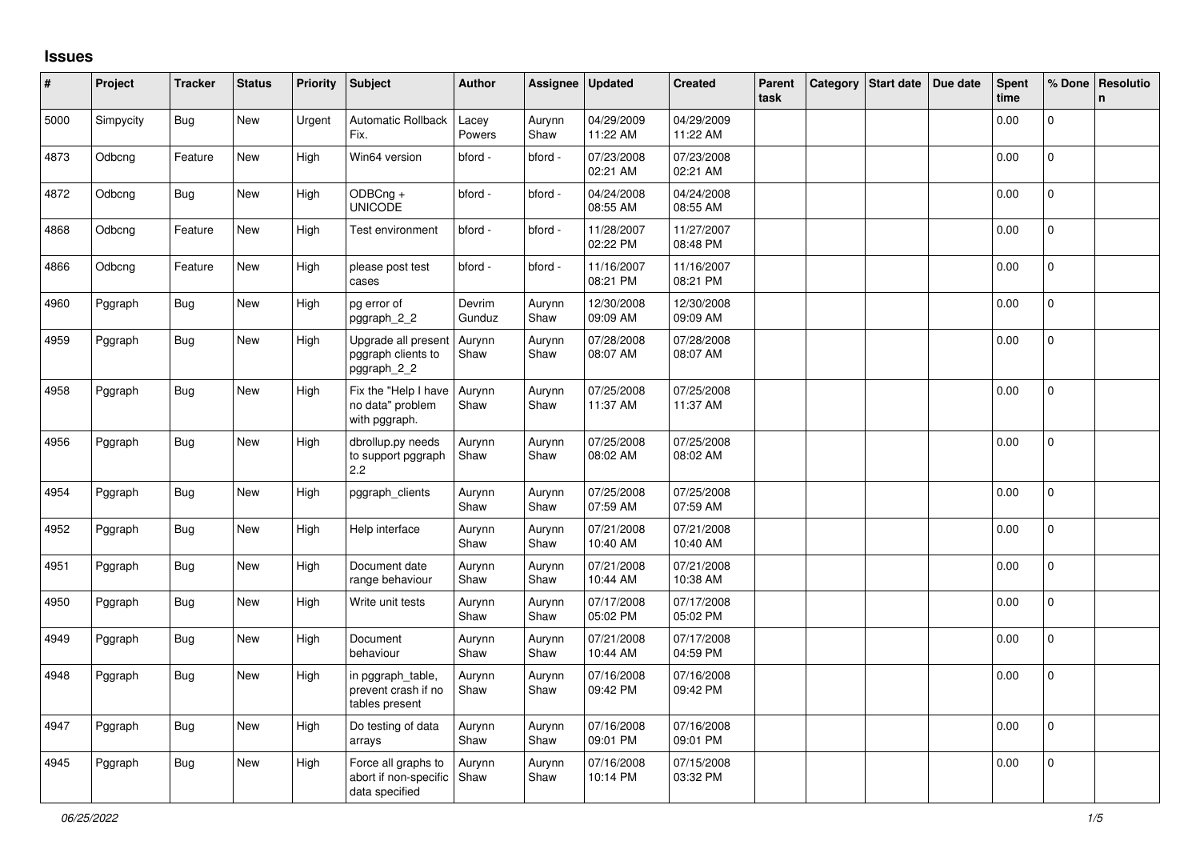## Issues

| # | Project | Tracker | Status | Priority | Subject | Author | Assignee | Updated | Created | Parent task | Category | Start date | Due date | Spent time | % Done | Resolution |
|---|---|---|---|---|---|---|---|---|---|---|---|---|---|---|---|---|
| 5000 | Simpycity | Bug | New | Urgent | Automatic Rollback Fix. | Lacey Powers | Aurynn Shaw | 04/29/2009 11:22 AM | 04/29/2009 11:22 AM | | | | | 0.00 | 0 | |
| 4873 | Odbcng | Feature | New | High | Win64 version | bford - | bford - | 07/23/2008 02:21 AM | 07/23/2008 02:21 AM | | | | | 0.00 | 0 | |
| 4872 | Odbcng | Bug | New | High | ODBCng + UNICODE | bford - | bford - | 04/24/2008 08:55 AM | 04/24/2008 08:55 AM | | | | | 0.00 | 0 | |
| 4868 | Odbcng | Feature | New | High | Test environment | bford - | bford - | 11/28/2007 02:22 PM | 11/27/2007 08:48 PM | | | | | 0.00 | 0 | |
| 4866 | Odbcng | Feature | New | High | please post test cases | bford - | bford - | 11/16/2007 08:21 PM | 11/16/2007 08:21 PM | | | | | 0.00 | 0 | |
| 4960 | Pggraph | Bug | New | High | pg error of pggraph_2_2 | Devrim Gunduz | Aurynn Shaw | 12/30/2008 09:09 AM | 12/30/2008 09:09 AM | | | | | 0.00 | 0 | |
| 4959 | Pggraph | Bug | New | High | Upgrade all present pggraph clients to pggraph_2_2 | Aurynn Shaw | Aurynn Shaw | 07/28/2008 08:07 AM | 07/28/2008 08:07 AM | | | | | 0.00 | 0 | |
| 4958 | Pggraph | Bug | New | High | Fix the "Help I have no data" problem with pggraph. | Aurynn Shaw | Aurynn Shaw | 07/25/2008 11:37 AM | 07/25/2008 11:37 AM | | | | | 0.00 | 0 | |
| 4956 | Pggraph | Bug | New | High | dbrollup.py needs to support pggraph 2.2 | Aurynn Shaw | Aurynn Shaw | 07/25/2008 08:02 AM | 07/25/2008 08:02 AM | | | | | 0.00 | 0 | |
| 4954 | Pggraph | Bug | New | High | pggraph_clients | Aurynn Shaw | Aurynn Shaw | 07/25/2008 07:59 AM | 07/25/2008 07:59 AM | | | | | 0.00 | 0 | |
| 4952 | Pggraph | Bug | New | High | Help interface | Aurynn Shaw | Aurynn Shaw | 07/21/2008 10:40 AM | 07/21/2008 10:40 AM | | | | | 0.00 | 0 | |
| 4951 | Pggraph | Bug | New | High | Document date range behaviour | Aurynn Shaw | Aurynn Shaw | 07/21/2008 10:44 AM | 07/21/2008 10:38 AM | | | | | 0.00 | 0 | |
| 4950 | Pggraph | Bug | New | High | Write unit tests | Aurynn Shaw | Aurynn Shaw | 07/17/2008 05:02 PM | 07/17/2008 05:02 PM | | | | | 0.00 | 0 | |
| 4949 | Pggraph | Bug | New | High | Document behaviour | Aurynn Shaw | Aurynn Shaw | 07/21/2008 10:44 AM | 07/17/2008 04:59 PM | | | | | 0.00 | 0 | |
| 4948 | Pggraph | Bug | New | High | in pggraph_table, prevent crash if no tables present | Aurynn Shaw | Aurynn Shaw | 07/16/2008 09:42 PM | 07/16/2008 09:42 PM | | | | | 0.00 | 0 | |
| 4947 | Pggraph | Bug | New | High | Do testing of data arrays | Aurynn Shaw | Aurynn Shaw | 07/16/2008 09:01 PM | 07/16/2008 09:01 PM | | | | | 0.00 | 0 | |
| 4945 | Pggraph | Bug | New | High | Force all graphs to abort if non-specific data specified | Aurynn Shaw | Aurynn Shaw | 07/16/2008 10:14 PM | 07/15/2008 03:32 PM | | | | | 0.00 | 0 | |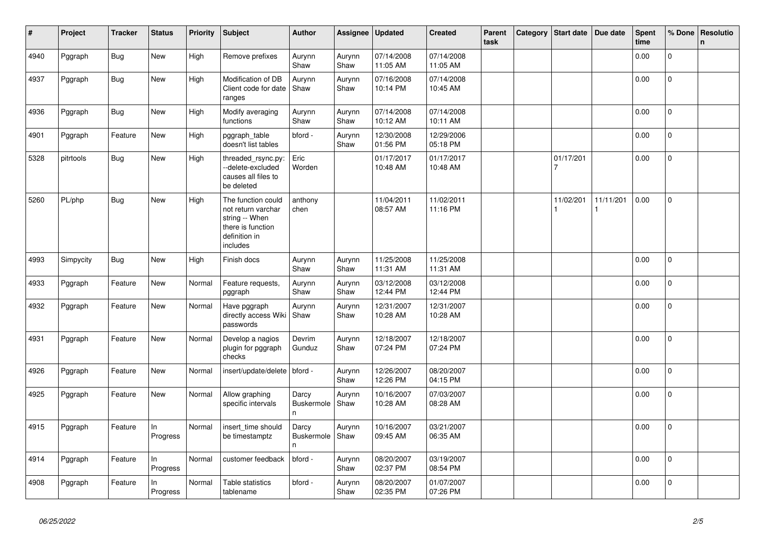| # | Project | Tracker | Status | Priority | Subject | Author | Assignee | Updated | Created | Parent task | Category | Start date | Due date | Spent time | % Done | Resolution |
|---|---|---|---|---|---|---|---|---|---|---|---|---|---|---|---|---|
| 4940 | Pggraph | Bug | New | High | Remove prefixes | Aurynn Shaw | Aurynn Shaw | 07/14/2008 11:05 AM | 07/14/2008 11:05 AM | | | | | 0.00 | 0 | |
| 4937 | Pggraph | Bug | New | High | Modification of DB Client code for date ranges | Aurynn Shaw | Aurynn Shaw | 07/16/2008 10:14 PM | 07/14/2008 10:45 AM | | | | | 0.00 | 0 | |
| 4936 | Pggraph | Bug | New | High | Modify averaging functions | Aurynn Shaw | Aurynn Shaw | 07/14/2008 10:12 AM | 07/14/2008 10:11 AM | | | | | 0.00 | 0 | |
| 4901 | Pggraph | Feature | New | High | pggraph_table doesn't list tables | bford - | Aurynn Shaw | 12/30/2008 01:56 PM | 12/29/2006 05:18 PM | | | | | 0.00 | 0 | |
| 5328 | pitrtools | Bug | New | High | threaded_rsync.py: --delete-excluded causes all files to be deleted | Eric Worden | | 01/17/2017 10:48 AM | 01/17/2017 10:48 AM | | | 01/17/2017 | | 0.00 | 0 | |
| 5260 | PL/php | Bug | New | High | The function could not return varchar string -- When there is function definition in includes | anthony chen | | 11/04/2011 08:57 AM | 11/02/2011 11:16 PM | | | 11/02/2011 | 11/11/2011 | 0.00 | 0 | |
| 4993 | Simpycity | Bug | New | High | Finish docs | Aurynn Shaw | Aurynn Shaw | 11/25/2008 11:31 AM | 11/25/2008 11:31 AM | | | | | 0.00 | 0 | |
| 4933 | Pggraph | Feature | New | Normal | Feature requests, pggraph | Aurynn Shaw | Aurynn Shaw | 03/12/2008 12:44 PM | 03/12/2008 12:44 PM | | | | | 0.00 | 0 | |
| 4932 | Pggraph | Feature | New | Normal | Have pggraph directly access Wiki passwords | Aurynn Shaw | Aurynn Shaw | 12/31/2007 10:28 AM | 12/31/2007 10:28 AM | | | | | 0.00 | 0 | |
| 4931 | Pggraph | Feature | New | Normal | Develop a nagios plugin for pggraph checks | Devrim Gunduz | Aurynn Shaw | 12/18/2007 07:24 PM | 12/18/2007 07:24 PM | | | | | 0.00 | 0 | |
| 4926 | Pggraph | Feature | New | Normal | insert/update/delete | bford - | Aurynn Shaw | 12/26/2007 12:26 PM | 08/20/2007 04:15 PM | | | | | 0.00 | 0 | |
| 4925 | Pggraph | Feature | New | Normal | Allow graphing specific intervals | Darcy Buskermolen | Aurynn Shaw | 10/16/2007 10:28 AM | 07/03/2007 08:28 AM | | | | | 0.00 | 0 | |
| 4915 | Pggraph | Feature | In Progress | Normal | insert_time should be timestamptz | Darcy Buskermolen | Aurynn Shaw | 10/16/2007 09:45 AM | 03/21/2007 06:35 AM | | | | | 0.00 | 0 | |
| 4914 | Pggraph | Feature | In Progress | Normal | customer feedback | bford - | Aurynn Shaw | 08/20/2007 02:37 PM | 03/19/2007 08:54 PM | | | | | 0.00 | 0 | |
| 4908 | Pggraph | Feature | In Progress | Normal | Table statistics tablename | bford - | Aurynn Shaw | 08/20/2007 02:35 PM | 01/07/2007 07:26 PM | | | | | 0.00 | 0 | |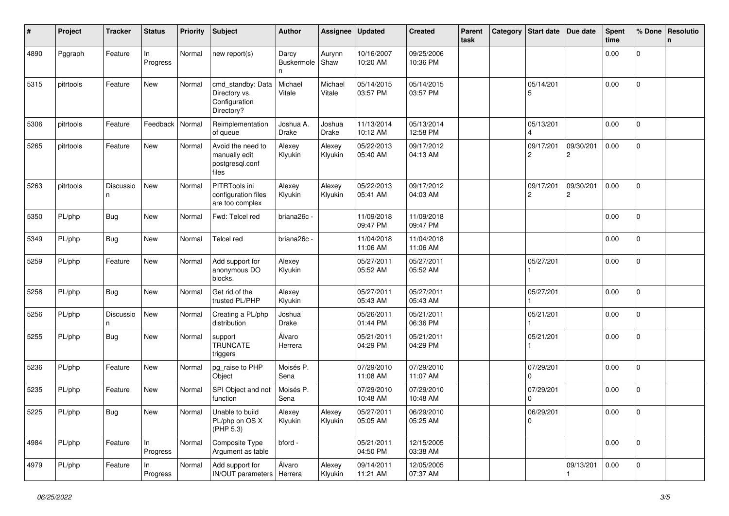| # | Project | Tracker | Status | Priority | Subject | Author | Assignee | Updated | Created | Parent task | Category | Start date | Due date | Spent time | % Done | Resolution |
|---|---|---|---|---|---|---|---|---|---|---|---|---|---|---|---|---|
| 4890 | Pggraph | Feature | In Progress | Normal | new report(s) | Darcy Buskermolen | Aurynn Shaw | 10/16/2007 10:20 AM | 09/25/2006 10:36 PM | | | | | 0.00 | 0 | |
| 5315 | pitrtools | Feature | New | Normal | cmd_standby: Data Directory vs. Configuration Directory? | Michael Vitale | Michael Vitale | 05/14/2015 03:57 PM | 05/14/2015 03:57 PM | | | 05/14/2015 | | 0.00 | 0 | |
| 5306 | pitrtools | Feature | Feedback | Normal | Reimplementation of queue | Joshua A. Drake | Joshua Drake | 11/13/2014 10:12 AM | 05/13/2014 12:58 PM | | | 05/13/2014 | | 0.00 | 0 | |
| 5265 | pitrtools | Feature | New | Normal | Avoid the need to manually edit postgresql.conf files | Alexey Klyukin | Alexey Klyukin | 05/22/2013 05:40 AM | 09/17/2012 04:13 AM | | | 09/17/2012 | 09/30/2012 | 0.00 | 0 | |
| 5263 | pitrtools | Discussion | New | Normal | PITRTools ini configuration files are too complex | Alexey Klyukin | Alexey Klyukin | 05/22/2013 05:41 AM | 09/17/2012 04:03 AM | | | 09/17/2012 | 09/30/2012 | 0.00 | 0 | |
| 5350 | PL/php | Bug | New | Normal | Fwd: Telcel red | briana26c - | | 11/09/2018 09:47 PM | 11/09/2018 09:47 PM | | | | | 0.00 | 0 | |
| 5349 | PL/php | Bug | New | Normal | Telcel red | briana26c - | | 11/04/2018 11:06 AM | 11/04/2018 11:06 AM | | | | | 0.00 | 0 | |
| 5259 | PL/php | Feature | New | Normal | Add support for anonymous DO blocks. | Alexey Klyukin | | 05/27/2011 05:52 AM | 05/27/2011 05:52 AM | | | 05/27/2011 | | 0.00 | 0 | |
| 5258 | PL/php | Bug | New | Normal | Get rid of the trusted PL/PHP | Alexey Klyukin | | 05/27/2011 05:43 AM | 05/27/2011 05:43 AM | | | 05/27/2011 | | 0.00 | 0 | |
| 5256 | PL/php | Discussion | New | Normal | Creating a PL/php distribution | Joshua Drake | | 05/26/2011 01:44 PM | 05/21/2011 06:36 PM | | | 05/21/2011 | | 0.00 | 0 | |
| 5255 | PL/php | Bug | New | Normal | support TRUNCATE triggers | Álvaro Herrera | | 05/21/2011 04:29 PM | 05/21/2011 04:29 PM | | | 05/21/2011 | | 0.00 | 0 | |
| 5236 | PL/php | Feature | New | Normal | pg_raise to PHP Object | Moisés P. Sena | | 07/29/2010 11:08 AM | 07/29/2010 11:07 AM | | | 07/29/2010 | | 0.00 | 0 | |
| 5235 | PL/php | Feature | New | Normal | SPI Object and not function | Moisés P. Sena | | 07/29/2010 10:48 AM | 07/29/2010 10:48 AM | | | 07/29/2010 | | 0.00 | 0 | |
| 5225 | PL/php | Bug | New | Normal | Unable to build PL/php on OS X (PHP 5.3) | Alexey Klyukin | Alexey Klyukin | 05/27/2011 05:05 AM | 06/29/2010 05:25 AM | | | 06/29/2010 | | 0.00 | 0 | |
| 4984 | PL/php | Feature | In Progress | Normal | Composite Type Argument as table | bford - | | 05/21/2011 04:50 PM | 12/15/2005 03:38 AM | | | | | 0.00 | 0 | |
| 4979 | PL/php | Feature | In Progress | Normal | Add support for IN/OUT parameters | Álvaro Herrera | Alexey Klyukin | 09/14/2011 11:21 AM | 12/05/2005 07:37 AM | | | | 09/13/2011 | 0.00 | 0 | |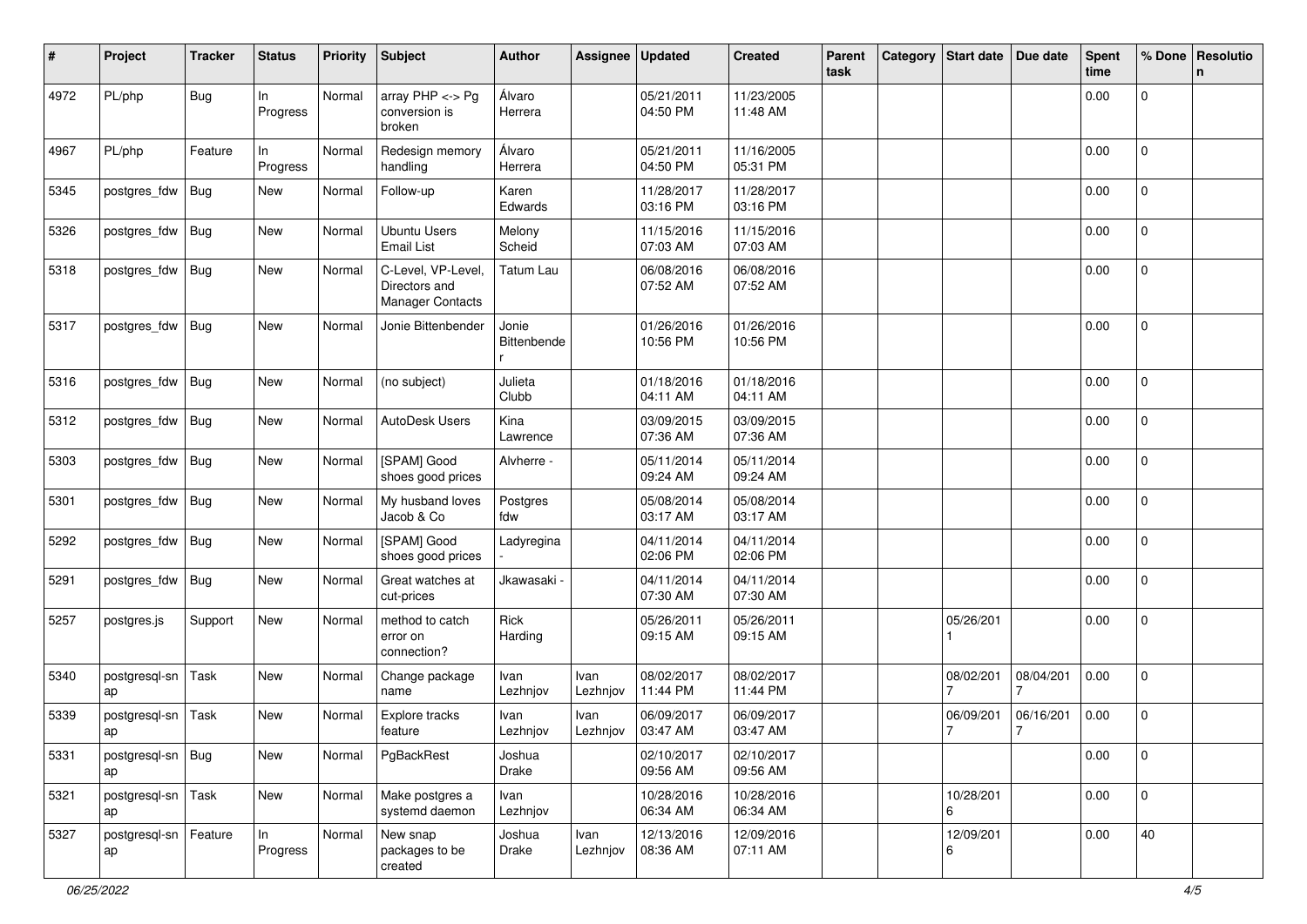| # | Project | Tracker | Status | Priority | Subject | Author | Assignee | Updated | Created | Parent task | Category | Start date | Due date | Spent time | % Done | Resolution |
|---|---|---|---|---|---|---|---|---|---|---|---|---|---|---|---|---|
| 4972 | PL/php | Bug | In Progress | Normal | array PHP <-> Pg conversion is broken | Álvaro Herrera | | 05/21/2011 04:50 PM | 11/23/2005 11:48 AM | | | | | 0.00 | 0 | |
| 4967 | PL/php | Feature | In Progress | Normal | Redesign memory handling | Álvaro Herrera | | 05/21/2011 04:50 PM | 11/16/2005 05:31 PM | | | | | 0.00 | 0 | |
| 5345 | postgres_fdw | Bug | New | Normal | Follow-up | Karen Edwards | | 11/28/2017 03:16 PM | 11/28/2017 03:16 PM | | | | | 0.00 | 0 | |
| 5326 | postgres_fdw | Bug | New | Normal | Ubuntu Users Email List | Melony Scheid | | 11/15/2016 07:03 AM | 11/15/2016 07:03 AM | | | | | 0.00 | 0 | |
| 5318 | postgres_fdw | Bug | New | Normal | C-Level, VP-Level, Directors and Manager Contacts | Tatum Lau | | 06/08/2016 07:52 AM | 06/08/2016 07:52 AM | | | | | 0.00 | 0 | |
| 5317 | postgres_fdw | Bug | New | Normal | Jonie Bittenbender | Jonie Bittenbender | | 01/26/2016 10:56 PM | 01/26/2016 10:56 PM | | | | | 0.00 | 0 | |
| 5316 | postgres_fdw | Bug | New | Normal | (no subject) | Julieta Clubb | | 01/18/2016 04:11 AM | 01/18/2016 04:11 AM | | | | | 0.00 | 0 | |
| 5312 | postgres_fdw | Bug | New | Normal | AutoDesk Users | Kina Lawrence | | 03/09/2015 07:36 AM | 03/09/2015 07:36 AM | | | | | 0.00 | 0 | |
| 5303 | postgres_fdw | Bug | New | Normal | [SPAM] Good shoes good prices | Alvherre - | | 05/11/2014 09:24 AM | 05/11/2014 09:24 AM | | | | | 0.00 | 0 | |
| 5301 | postgres_fdw | Bug | New | Normal | My husband loves Jacob & Co | Postgres fdw | | 05/08/2014 03:17 AM | 05/08/2014 03:17 AM | | | | | 0.00 | 0 | |
| 5292 | postgres_fdw | Bug | New | Normal | [SPAM] Good shoes good prices | Ladyregina - | | 04/11/2014 02:06 PM | 04/11/2014 02:06 PM | | | | | 0.00 | 0 | |
| 5291 | postgres_fdw | Bug | New | Normal | Great watches at cut-prices | Jkawasaki - | | 04/11/2014 07:30 AM | 04/11/2014 07:30 AM | | | | | 0.00 | 0 | |
| 5257 | postgres.js | Support | New | Normal | method to catch error on connection? | Rick Harding | | 05/26/2011 09:15 AM | 05/26/2011 09:15 AM | | | 05/26/2011 | | 0.00 | 0 | |
| 5340 | postgresql-snap | Task | New | Normal | Change package name | Ivan Lezhnjov | Ivan Lezhnjov | 08/02/2017 11:44 PM | 08/02/2017 11:44 PM | | | 08/02/2017 | 08/04/2017 | 0.00 | 0 | |
| 5339 | postgresql-snap | Task | New | Normal | Explore tracks feature | Ivan Lezhnjov | Ivan Lezhnjov | 06/09/2017 03:47 AM | 06/09/2017 03:47 AM | | | 06/09/2017 | 06/16/2017 | 0.00 | 0 | |
| 5331 | postgresql-snap | Bug | New | Normal | PgBackRest | Joshua Drake | | 02/10/2017 09:56 AM | 02/10/2017 09:56 AM | | | | | 0.00 | 0 | |
| 5321 | postgresql-snap | Task | New | Normal | Make postgres a systemd daemon | Ivan Lezhnjov | | 10/28/2016 06:34 AM | 10/28/2016 06:34 AM | | | 10/28/2016 | | 0.00 | 0 | |
| 5327 | postgresql-snap | Feature | In Progress | Normal | New snap packages to be created | Joshua Drake | Ivan Lezhnjov | 12/13/2016 08:36 AM | 12/09/2016 07:11 AM | | | 12/09/2016 | | 0.00 | 40 | |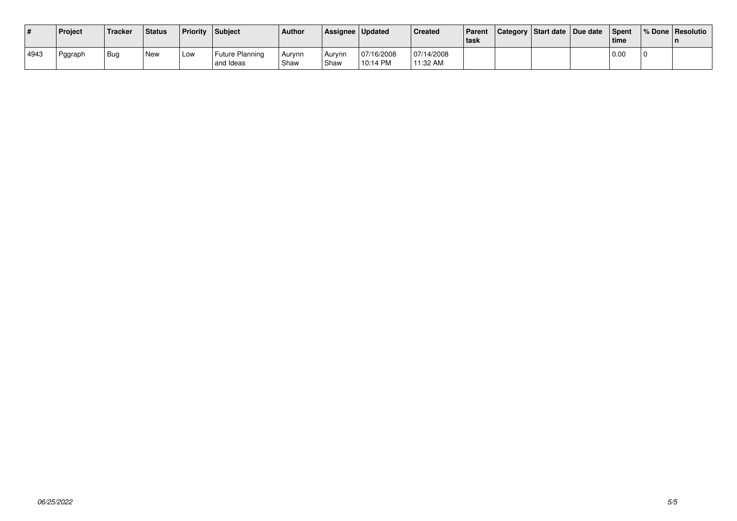| # | Project | Tracker | Status | Priority | Subject | Author | Assignee | Updated | Created | Parent task | Category | Start date | Due date | Spent time | % Done | Resolution |
|---|---|---|---|---|---|---|---|---|---|---|---|---|---|---|---|---|
| 4943 | Pggraph | Bug | New | Low | Future Planning and Ideas | Aurynn Shaw | Aurynn Shaw | 07/16/2008 10:14 PM | 07/14/2008 11:32 AM | | | | | 0.00 | 0 | |

*06/25/2022*